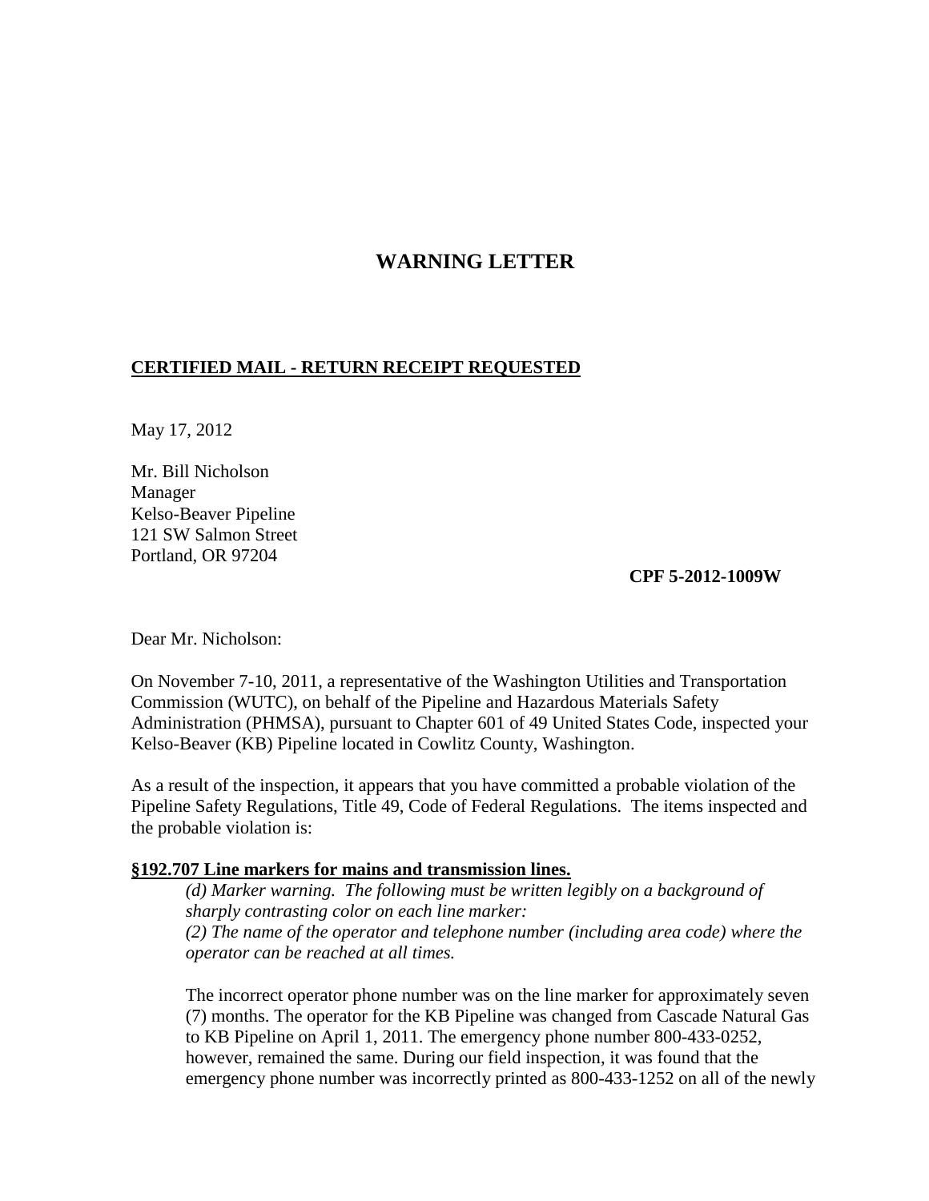# WARNING LETTER

**CERTIFIED MAIL - RETURN RECEIPT REQUESTED**

May 17, 2012

Mr. Bill Nicholson
Manager
Kelso-Beaver Pipeline
121 SW Salmon Street
Portland, OR 97204

**CPF 5-2012-1009W**

Dear Mr. Nicholson:

On November 7-10, 2011, a representative of the Washington Utilities and Transportation Commission (WUTC), on behalf of the Pipeline and Hazardous Materials Safety Administration (PHMSA), pursuant to Chapter 601 of 49 United States Code, inspected your Kelso-Beaver (KB) Pipeline located in Cowlitz County, Washington.

As a result of the inspection, it appears that you have committed a probable violation of the Pipeline Safety Regulations, Title 49, Code of Federal Regulations. The items inspected and the probable violation is:

**§192.707 Line markers for mains and transmission lines.**

> *(d) Marker warning. The following must be written legibly on a background of sharply contrasting color on each line marker:*
> *(2) The name of the operator and telephone number (including area code) where the operator can be reached at all times.*

The incorrect operator phone number was on the line marker for approximately seven (7) months. The operator for the KB Pipeline was changed from Cascade Natural Gas to KB Pipeline on April 1, 2011. The emergency phone number 800-433-0252, however, remained the same. During our field inspection, it was found that the emergency phone number was incorrectly printed as 800-433-1252 on all of the newly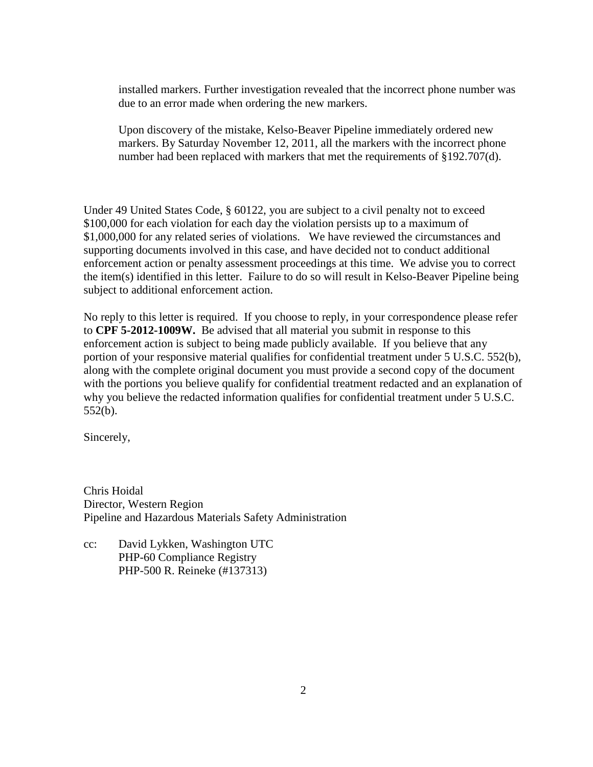installed markers. Further investigation revealed that the incorrect phone number was due to an error made when ordering the new markers.

Upon discovery of the mistake, Kelso-Beaver Pipeline immediately ordered new markers. By Saturday November 12, 2011, all the markers with the incorrect phone number had been replaced with markers that met the requirements of §192.707(d).

Under 49 United States Code, § 60122, you are subject to a civil penalty not to exceed $100,000 for each violation for each day the violation persists up to a maximum of $1,000,000 for any related series of violations. We have reviewed the circumstances and supporting documents involved in this case, and have decided not to conduct additional enforcement action or penalty assessment proceedings at this time. We advise you to correct the item(s) identified in this letter. Failure to do so will result in Kelso-Beaver Pipeline being subject to additional enforcement action.

No reply to this letter is required. If you choose to reply, in your correspondence please refer to **CPF 5-2012-1009W.** Be advised that all material you submit in response to this enforcement action is subject to being made publicly available. If you believe that any portion of your responsive material qualifies for confidential treatment under 5 U.S.C. 552(b), along with the complete original document you must provide a second copy of the document with the portions you believe qualify for confidential treatment redacted and an explanation of why you believe the redacted information qualifies for confidential treatment under 5 U.S.C. 552(b).

Sincerely,

Chris Hoidal
Director, Western Region
Pipeline and Hazardous Materials Safety Administration

cc: David Lykken, Washington UTC
PHP-60 Compliance Registry
PHP-500 R. Reineke (#137313)